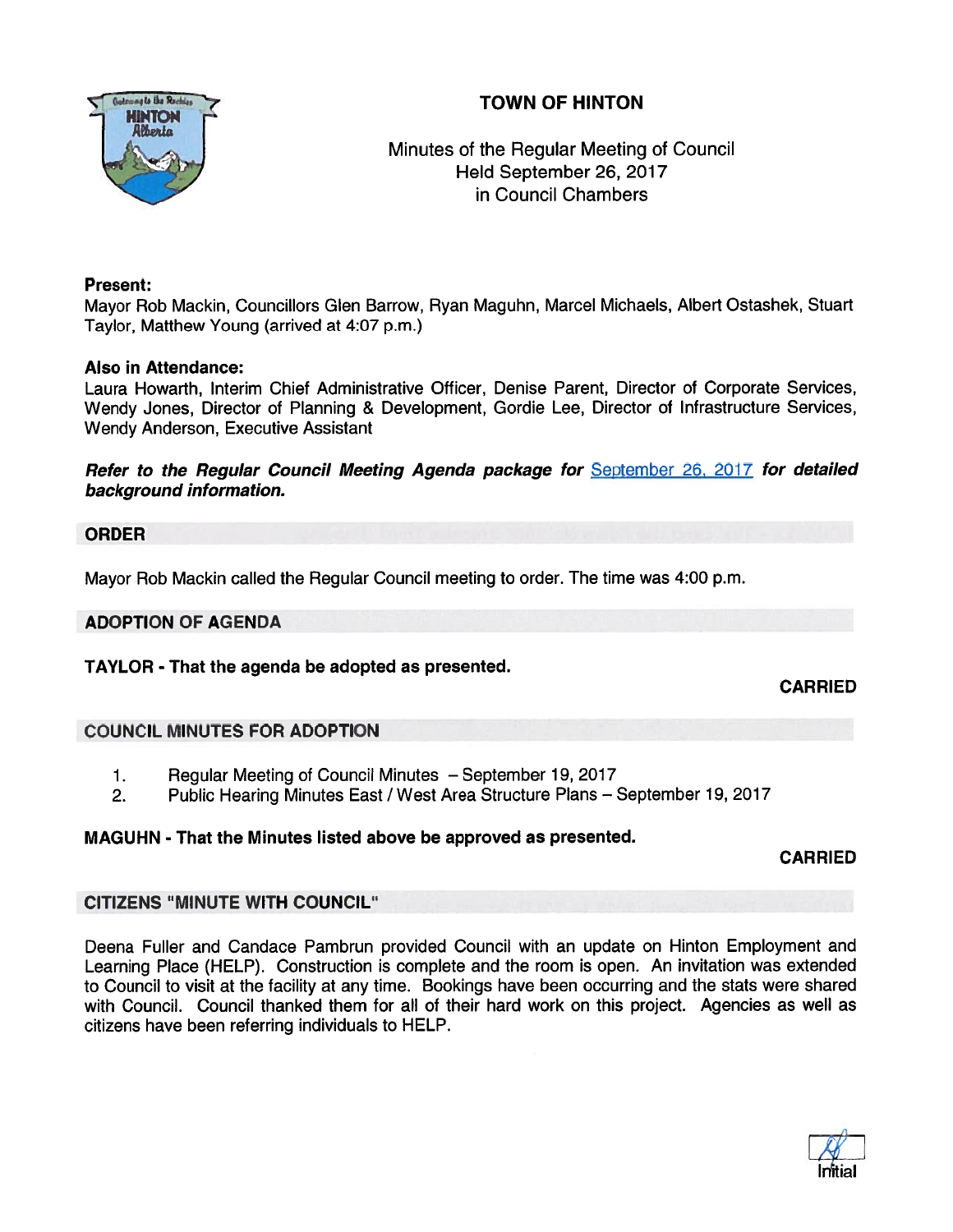# TOWN OF HINTON

Minutes of the Regular Meeting of Council
Held September 26, 2017
in Council Chambers

**Present:**
Mayor Rob Mackin, Councillors Glen Barrow, Ryan Maguhn, Marcel Michaels, Albert Ostashek, Stuart Taylor, Matthew Young (arrived at 4:07 p.m.)

**Also in Attendance:**
Laura Howarth, Interim Chief Administrative Officer, Denise Parent, Director of Corporate Services, Wendy Jones, Director of Planning & Development, Gordie Lee, Director of Infrastructure Services, Wendy Anderson, Executive Assistant

***Refer to the Regular Council Meeting Agenda package for*** September 26, 2017 ***for detailed background information.***

## ORDER

Mayor Rob Mackin called the Regular Council meeting to order. The time was 4:00 p.m.

## ADOPTION OF AGENDA

**TAYLOR - That the agenda be adopted as presented.**

**CARRIED**

## COUNCIL MINUTES FOR ADOPTION

1. Regular Meeting of Council Minutes – September 19, 2017
2. Public Hearing Minutes East / West Area Structure Plans – September 19, 2017

**MAGUHN - That the Minutes listed above be approved as presented.**

**CARRIED**

## CITIZENS "MINUTE WITH COUNCIL"

Deena Fuller and Candace Pambrun provided Council with an update on Hinton Employment and Learning Place (HELP). Construction is complete and the room is open. An invitation was extended to Council to visit at the facility at any time. Bookings have been occurring and the stats were shared with Council. Council thanked them for all of their hard work on this project. Agencies as well as citizens have been referring individuals to HELP.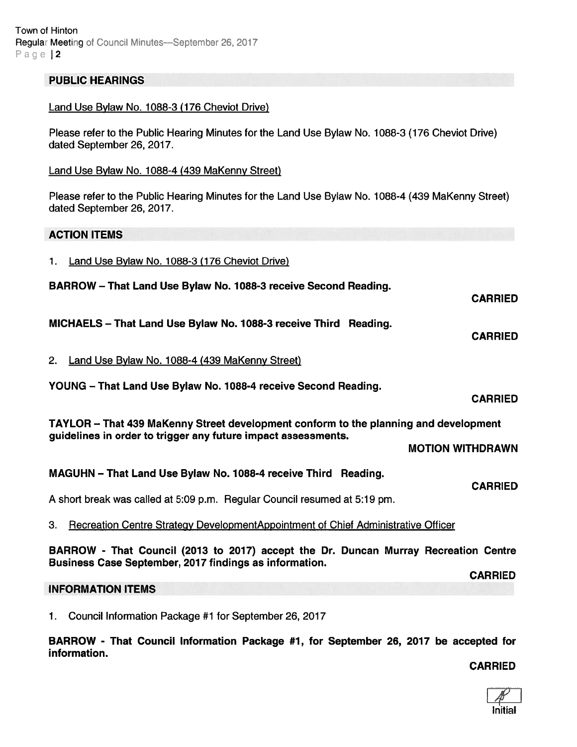## PUBLIC HEARINGS

Land Use Bylaw No. 1088-3 (176 Cheviot Drive)

Please refer to the Public Hearing Minutes for the Land Use Bylaw No. 1088-3 (176 Cheviot Drive) dated September 26, 2017.

Land Use Bylaw No. 1088-4 (439 MaKenny Street)

Please refer to the Public Hearing Minutes for the Land Use Bylaw No. 1088-4 (439 MaKenny Street) dated September 26, 2017.

## ACTION ITEMS

1. Land Use Bylaw No. 1088-3 (176 Cheviot Drive)

**BARROW – That Land Use Bylaw No. 1088-3 receive Second Reading.**

**CARRIED**

**MICHAELS – That Land Use Bylaw No. 1088-3 receive Third Reading.**

**CARRIED**

2. Land Use Bylaw No. 1088-4 (439 MaKenny Street)

**YOUNG – That Land Use Bylaw No. 1088-4 receive Second Reading.**

**CARRIED**

**TAYLOR – That 439 MaKenny Street development conform to the planning and development guidelines in order to trigger any future impact assessments.**

**MOTION WITHDRAWN**

**MAGUHN – That Land Use Bylaw No. 1088-4 receive Third Reading.**

**CARRIED**

A short break was called at 5:09 p.m. Regular Council resumed at 5:19 pm.

3. Recreation Centre Strategy DevelopmentAppointment of Chief Administrative Officer

**BARROW - That Council (2013 to 2017) accept the Dr. Duncan Murray Recreation Centre Business Case September, 2017 findings as information.**

**CARRIED**

## INFORMATION ITEMS

1. Council Information Package #1 for September 26, 2017

**BARROW - That Council Information Package #1, for September 26, 2017 be accepted for information.**

**CARRIED**

Initial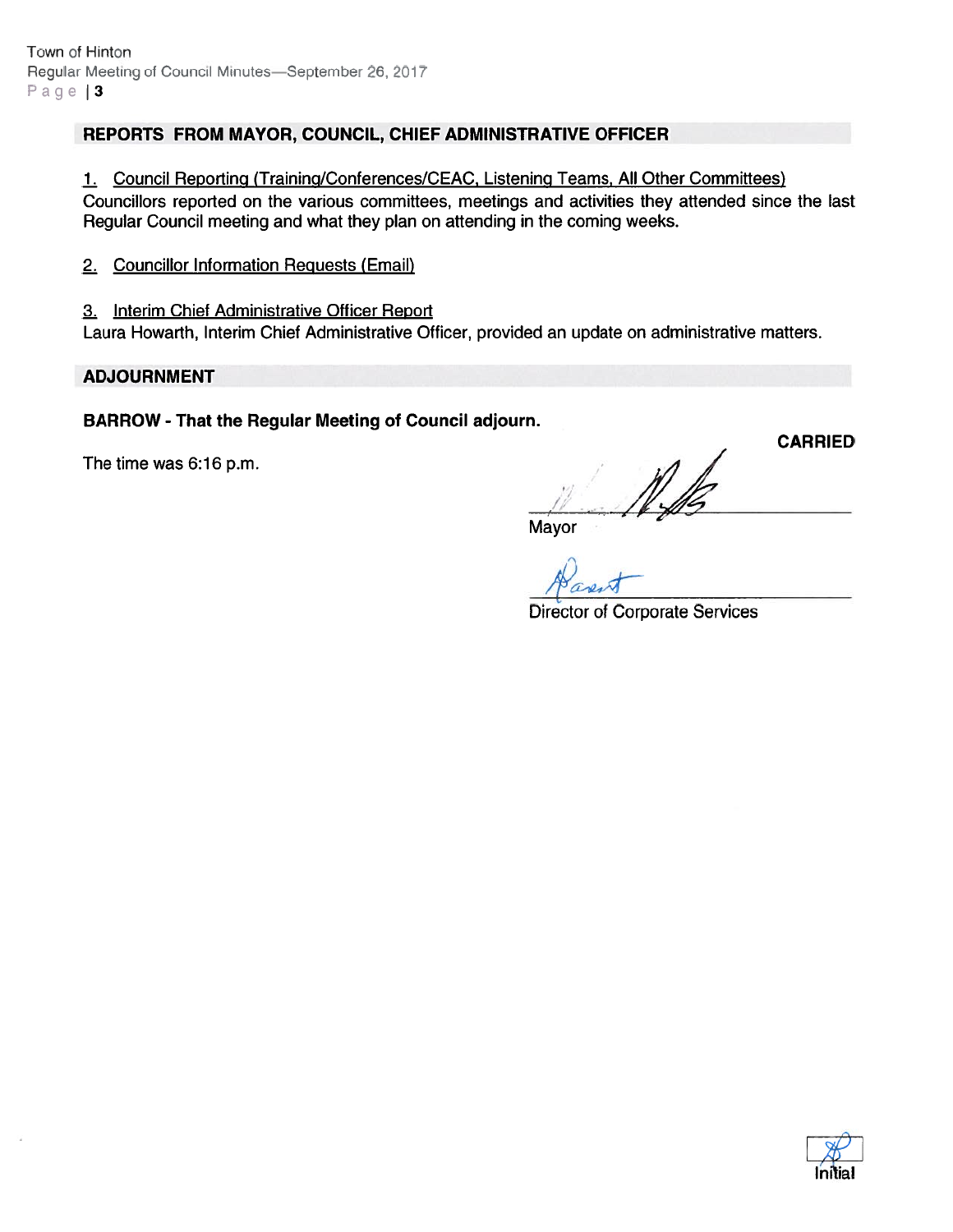## REPORTS FROM MAYOR, COUNCIL, CHIEF ADMINISTRATIVE OFFICER

1. Council Reporting (Training/Conferences/CEAC, Listening Teams, All Other Committees)

Councillors reported on the various committees, meetings and activities they attended since the last Regular Council meeting and what they plan on attending in the coming weeks.

2. Councillor Information Requests (Email)

3. Interim Chief Administrative Officer Report

Laura Howarth, Interim Chief Administrative Officer, provided an update on administrative matters.

## ADJOURNMENT

**BARROW - That the Regular Meeting of Council adjourn.**

**CARRIED**

The time was 6:16 p.m.

Mayor

Director of Corporate Services

Initial